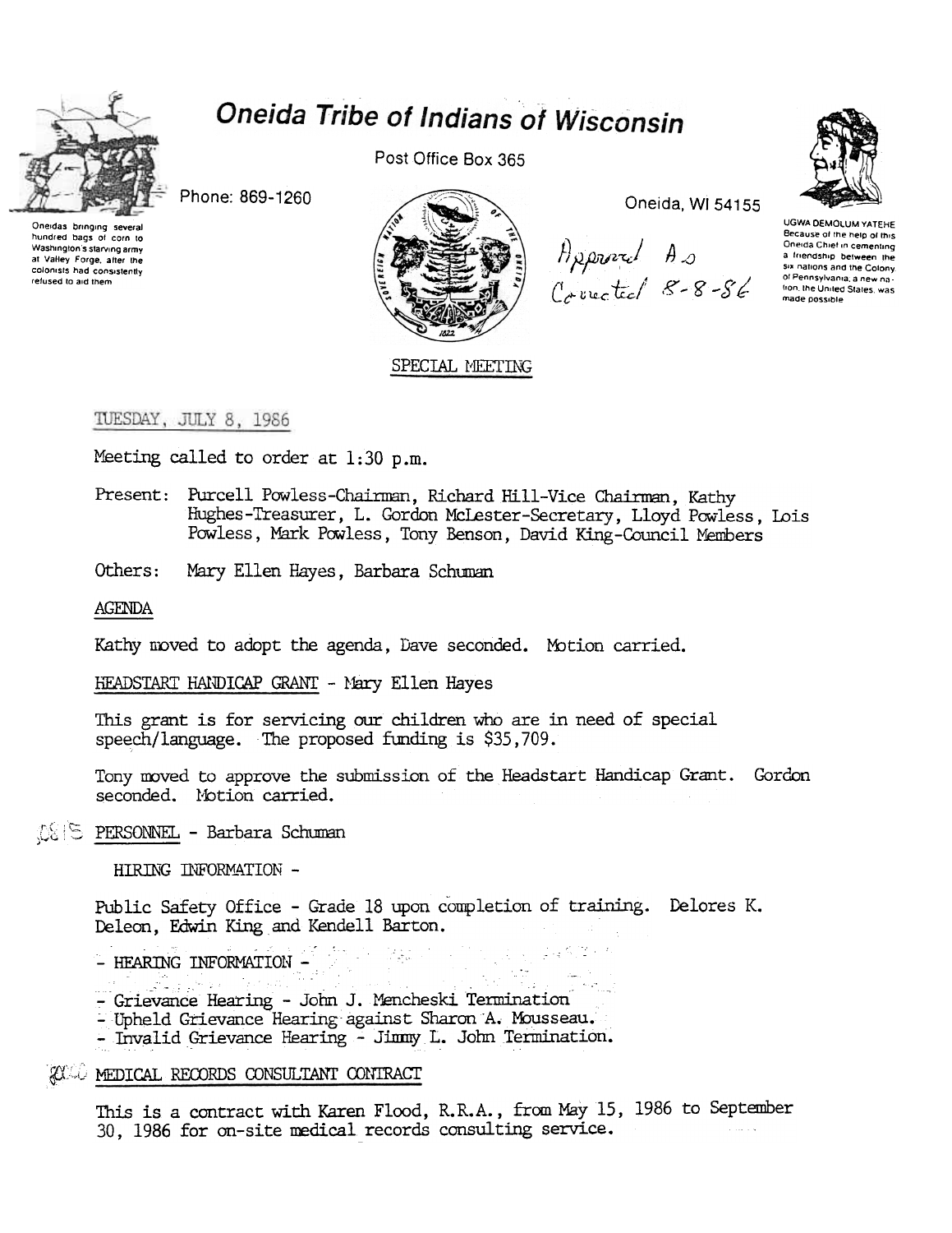# Oneida Tribe of Indians of Wisconsin

Oneidas bringing several hundred bags of corn to Washington's starving army at Valley Forge, after the colonists had consistently refused to aid them

Phone: 869-1260

Post Office Box 365

Oneida, WI 54155

UGWA DEMOLUM YATEHE Because of the help of this Oneida Chief in cementing a friendship between the six nations and the Colony of Pennsylvania, a new nation, the United States, was made possible

Approved As Corrected 8-8-86

SPECIAL MEETING

TUESDAY, JULY 8, 1986

Meeting called to order at 1:30 p.m.

Present: Purcell Powless-Chairman, Richard Hill-Vice Chairman, Kathy Hughes-Treasurer, L. Gordon McLester-Secretary, Lloyd Powless, Lois Powless, Mark Powless, Tony Benson, David King-Council Members

Others: Mary Ellen Hayes, Barbara Schuman

AGENDA

Kathy moved to adopt the agenda, Dave seconded. Motion carried.

HEADSTART HANDICAP GRANT - Mary Ellen Hayes

This grant is for servicing our children who are in need of special speech/language. The proposed funding is $35,709.

Tony moved to approve the submission of the Headstart Handicap Grant. Gordon seconded. Motion carried.

PERSONNEL - Barbara Schuman

HIRING INFORMATION -

Public Safety Office - Grade 18 upon completion of training. Delores K. Deleon, Edwin King and Kendell Barton.

- HEARING INFORMATION -

- Grievance Hearing - John J. Mencheski Termination
- Upheld Grievance Hearing against Sharon A. Mousseau.
- Invalid Grievance Hearing - Jimmy L. John Termination.

MEDICAL RECORDS CONSULTANT CONTRACT

This is a contract with Karen Flood, R.R.A., from May 15, 1986 to September 30, 1986 for on-site medical records consulting service.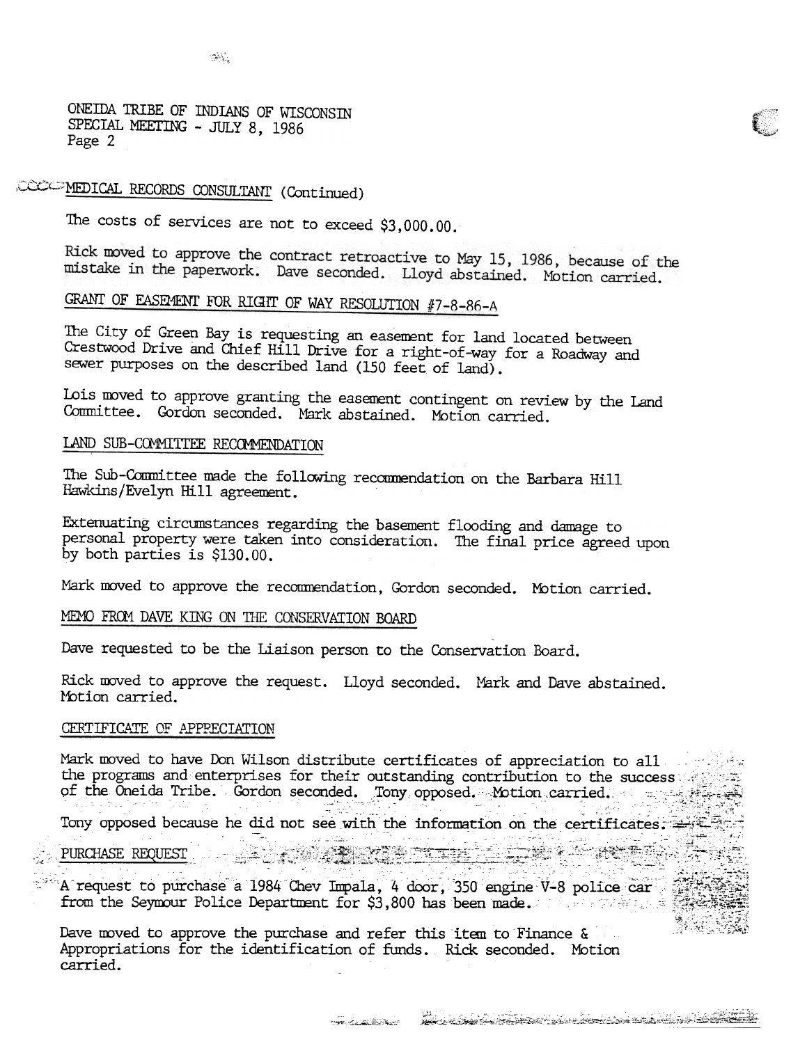## MEDICAL RECORDS CONSULTANT (Continued)

The costs of services are not to exceed $3,000.00.

Rick moved to approve the contract retroactive to May 15, 1986, because of the mistake in the paperwork. Dave seconded. Lloyd abstained. Motion carried.

## GRANT OF EASEMENT FOR RIGHT OF WAY RESOLUTION #7-8-86-A

The City of Green Bay is requesting an easement for land located between Crestwood Drive and Chief Hill Drive for a right-of-way for a Roadway and sewer purposes on the described land (150 feet of land).

Lois moved to approve granting the easement contingent on review by the Land Committee. Gordon seconded. Mark abstained. Motion carried.

## LAND SUB-COMMITTEE RECOMMENDATION

The Sub-Committee made the following recommendation on the Barbara Hill Hawkins/Evelyn Hill agreement.

Extenuating circumstances regarding the basement flooding and damage to personal property were taken into consideration. The final price agreed upon by both parties is $130.00.

Mark moved to approve the recommendation, Gordon seconded. Motion carried.

## MEMO FROM DAVE KING ON THE CONSERVATION BOARD

Dave requested to be the Liaison person to the Conservation Board.

Rick moved to approve the request. Lloyd seconded. Mark and Dave abstained. Motion carried.

## CERTIFICATE OF APPRECIATION

Mark moved to have Don Wilson distribute certificates of appreciation to all the programs and enterprises for their outstanding contribution to the success of the Oneida Tribe. Gordon seconded. Tony opposed. Motion carried.

Tony opposed because he did not see with the information on the certificates.

## PURCHASE REQUEST

A request to purchase a 1984 Chev Impala, 4 door, 350 engine V-8 police car from the Seymour Police Department for $3,800 has been made.

Dave moved to approve the purchase and refer this item to Finance & Appropriations for the identification of funds. Rick seconded. Motion carried.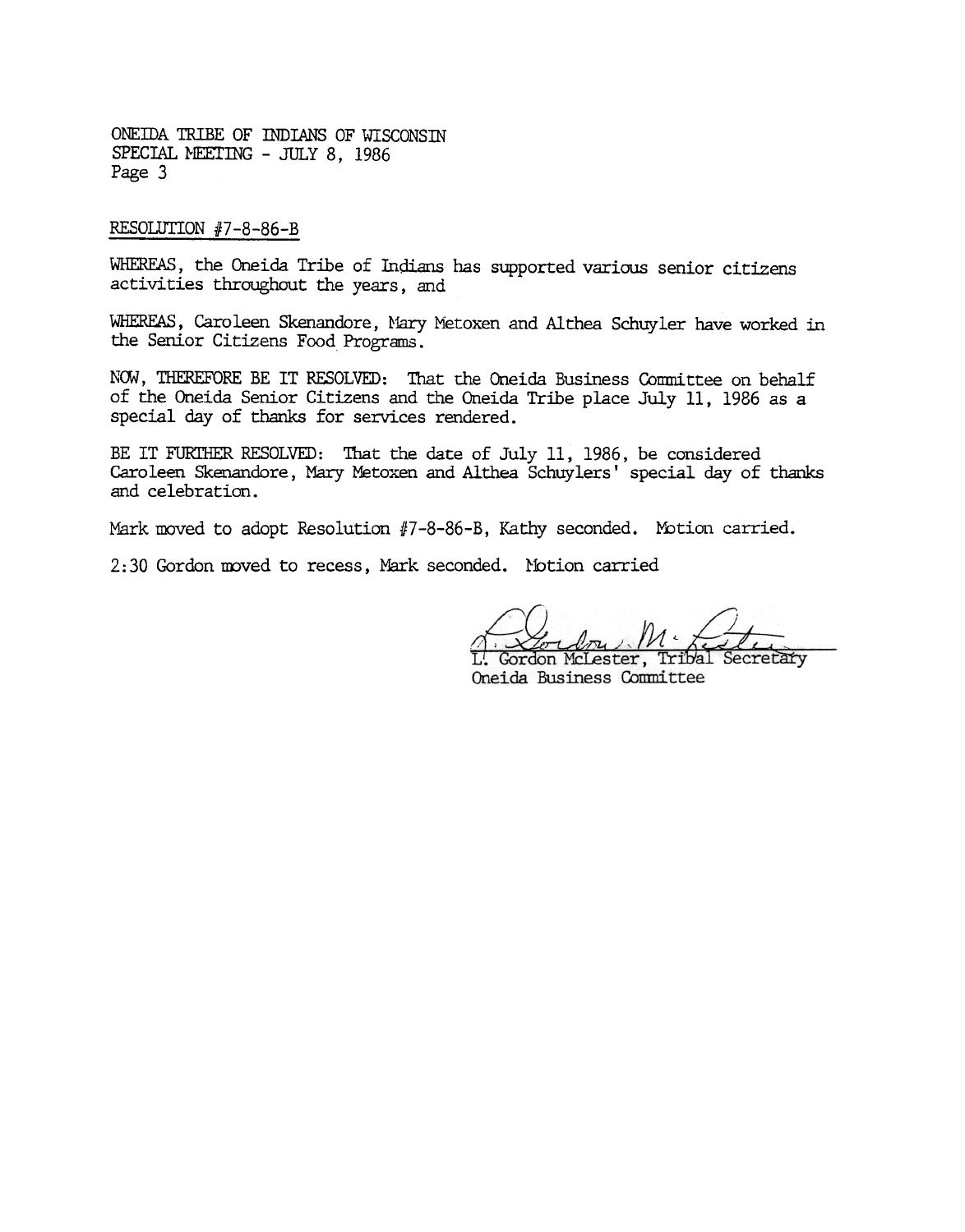RESOLUTION #7-8-86-B

WHEREAS, the Oneida Tribe of Indians has supported various senior citizens activities throughout the years, and

WHEREAS, Caroleen Skenandore, Mary Metoxen and Althea Schuyler have worked in the Senior Citizens Food Programs.

NOW, THEREFORE BE IT RESOLVED: That the Oneida Business Committee on behalf of the Oneida Senior Citizens and the Oneida Tribe place July 11, 1986 as a special day of thanks for services rendered.

BE IT FURTHER RESOLVED: That the date of July 11, 1986, be considered Caroleen Skenandore, Mary Metoxen and Althea Schuylers' special day of thanks and celebration.

Mark moved to adopt Resolution #7-8-86-B, Kathy seconded. Motion carried.

2:30 Gordon moved to recess, Mark seconded. Motion carried

L. Gordon McLester, Tribal Secretary
Oneida Business Committee